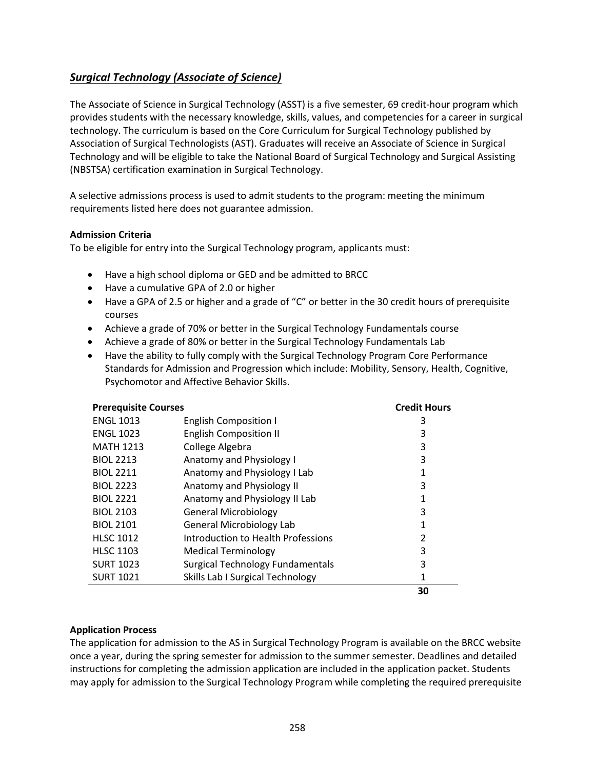## ***Surgical Technology (Associate of Science)***

The Associate of Science in Surgical Technology (ASST) is a five semester, 69 credit-hour program which provides students with the necessary knowledge, skills, values, and competencies for a career in surgical technology. The curriculum is based on the Core Curriculum for Surgical Technology published by Association of Surgical Technologists (AST). Graduates will receive an Associate of Science in Surgical Technology and will be eligible to take the National Board of Surgical Technology and Surgical Assisting (NBSTSA) certification examination in Surgical Technology.

A selective admissions process is used to admit students to the program: meeting the minimum requirements listed here does not guarantee admission.

**Admission Criteria**

To be eligible for entry into the Surgical Technology program, applicants must:

- Have a high school diploma or GED and be admitted to BRCC
- Have a cumulative GPA of 2.0 or higher
- Have a GPA of 2.5 or higher and a grade of "C" or better in the 30 credit hours of prerequisite courses
- Achieve a grade of 70% or better in the Surgical Technology Fundamentals course
- Achieve a grade of 80% or better in the Surgical Technology Fundamentals Lab
- Have the ability to fully comply with the Surgical Technology Program Core Performance Standards for Admission and Progression which include: Mobility, Sensory, Health, Cognitive, Psychomotor and Affective Behavior Skills.

| **Prerequisite Courses** | | **Credit Hours** |
|---|---|---|
| ENGL 1013 | English Composition I | 3 |
| ENGL 1023 | English Composition II | 3 |
| MATH 1213 | College Algebra | 3 |
| BIOL 2213 | Anatomy and Physiology I | 3 |
| BIOL 2211 | Anatomy and Physiology I Lab | 1 |
| BIOL 2223 | Anatomy and Physiology II | 3 |
| BIOL 2221 | Anatomy and Physiology II Lab | 1 |
| BIOL 2103 | General Microbiology | 3 |
| BIOL 2101 | General Microbiology Lab | 1 |
| HLSC 1012 | Introduction to Health Professions | 2 |
| HLSC 1103 | Medical Terminology | 3 |
| SURT 1023 | Surgical Technology Fundamentals | 3 |
| SURT 1021 | Skills Lab I Surgical Technology | 1 |
| | | **30** |

**Application Process**

The application for admission to the AS in Surgical Technology Program is available on the BRCC website once a year, during the spring semester for admission to the summer semester. Deadlines and detailed instructions for completing the admission application are included in the application packet. Students may apply for admission to the Surgical Technology Program while completing the required prerequisite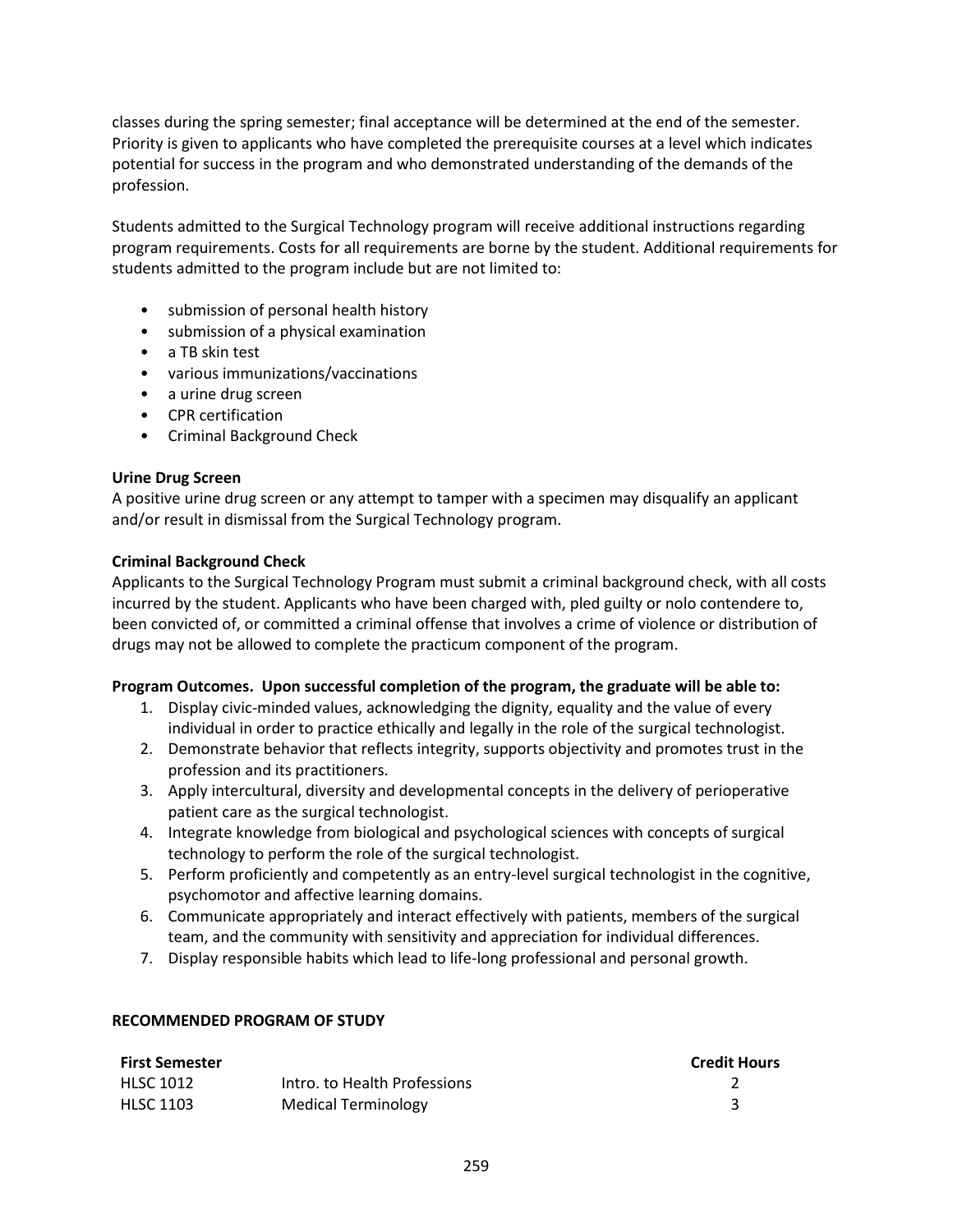classes during the spring semester; final acceptance will be determined at the end of the semester. Priority is given to applicants who have completed the prerequisite courses at a level which indicates potential for success in the program and who demonstrated understanding of the demands of the profession.

Students admitted to the Surgical Technology program will receive additional instructions regarding program requirements. Costs for all requirements are borne by the student. Additional requirements for students admitted to the program include but are not limited to:

- submission of personal health history
- submission of a physical examination
- a TB skin test
- various immunizations/vaccinations
- a urine drug screen
- CPR certification
- Criminal Background Check

**Urine Drug Screen**

A positive urine drug screen or any attempt to tamper with a specimen may disqualify an applicant and/or result in dismissal from the Surgical Technology program.

**Criminal Background Check**

Applicants to the Surgical Technology Program must submit a criminal background check, with all costs incurred by the student. Applicants who have been charged with, pled guilty or nolo contendere to, been convicted of, or committed a criminal offense that involves a crime of violence or distribution of drugs may not be allowed to complete the practicum component of the program.

**Program Outcomes. Upon successful completion of the program, the graduate will be able to:**

1. Display civic-minded values, acknowledging the dignity, equality and the value of every individual in order to practice ethically and legally in the role of the surgical technologist.
2. Demonstrate behavior that reflects integrity, supports objectivity and promotes trust in the profession and its practitioners.
3. Apply intercultural, diversity and developmental concepts in the delivery of perioperative patient care as the surgical technologist.
4. Integrate knowledge from biological and psychological sciences with concepts of surgical technology to perform the role of the surgical technologist.
5. Perform proficiently and competently as an entry-level surgical technologist in the cognitive, psychomotor and affective learning domains.
6. Communicate appropriately and interact effectively with patients, members of the surgical team, and the community with sensitivity and appreciation for individual differences.
7. Display responsible habits which lead to life-long professional and personal growth.

**RECOMMENDED PROGRAM OF STUDY**

| **First Semester** | | **Credit Hours** |
|---|---|---|
| HLSC 1012 | Intro. to Health Professions | 2 |
| HLSC 1103 | Medical Terminology | 3 |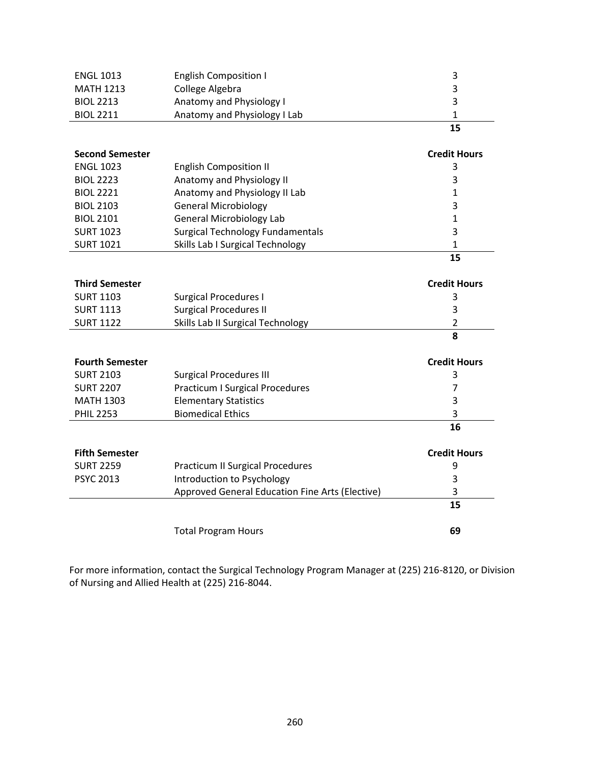| | | |
|---|---|---|
| ENGL 1013 | English Composition I | 3 |
| MATH 1213 | College Algebra | 3 |
| BIOL 2213 | Anatomy and Physiology I | 3 |
| BIOL 2211 | Anatomy and Physiology I Lab | 1 |
| | | **15** |

| **Second Semester** | | **Credit Hours** |
|---|---|---|
| ENGL 1023 | English Composition II | 3 |
| BIOL 2223 | Anatomy and Physiology II | 3 |
| BIOL 2221 | Anatomy and Physiology II Lab | 1 |
| BIOL 2103 | General Microbiology | 3 |
| BIOL 2101 | General Microbiology Lab | 1 |
| SURT 1023 | Surgical Technology Fundamentals | 3 |
| SURT 1021 | Skills Lab I Surgical Technology | 1 |
| | | **15** |

| **Third Semester** | | **Credit Hours** |
|---|---|---|
| SURT 1103 | Surgical Procedures I | 3 |
| SURT 1113 | Surgical Procedures II | 3 |
| SURT 1122 | Skills Lab II Surgical Technology | 2 |
| | | **8** |

| **Fourth Semester** | | **Credit Hours** |
|---|---|---|
| SURT 2103 | Surgical Procedures III | 3 |
| SURT 2207 | Practicum I Surgical Procedures | 7 |
| MATH 1303 | Elementary Statistics | 3 |
| PHIL 2253 | Biomedical Ethics | 3 |
| | | **16** |

| **Fifth Semester** | | **Credit Hours** |
|---|---|---|
| SURT 2259 | Practicum II Surgical Procedures | 9 |
| PSYC 2013 | Introduction to Psychology | 3 |
| | Approved General Education Fine Arts (Elective) | 3 |
| | | **15** |
| | Total Program Hours | **69** |

For more information, contact the Surgical Technology Program Manager at (225) 216-8120, or Division of Nursing and Allied Health at (225) 216-8044.